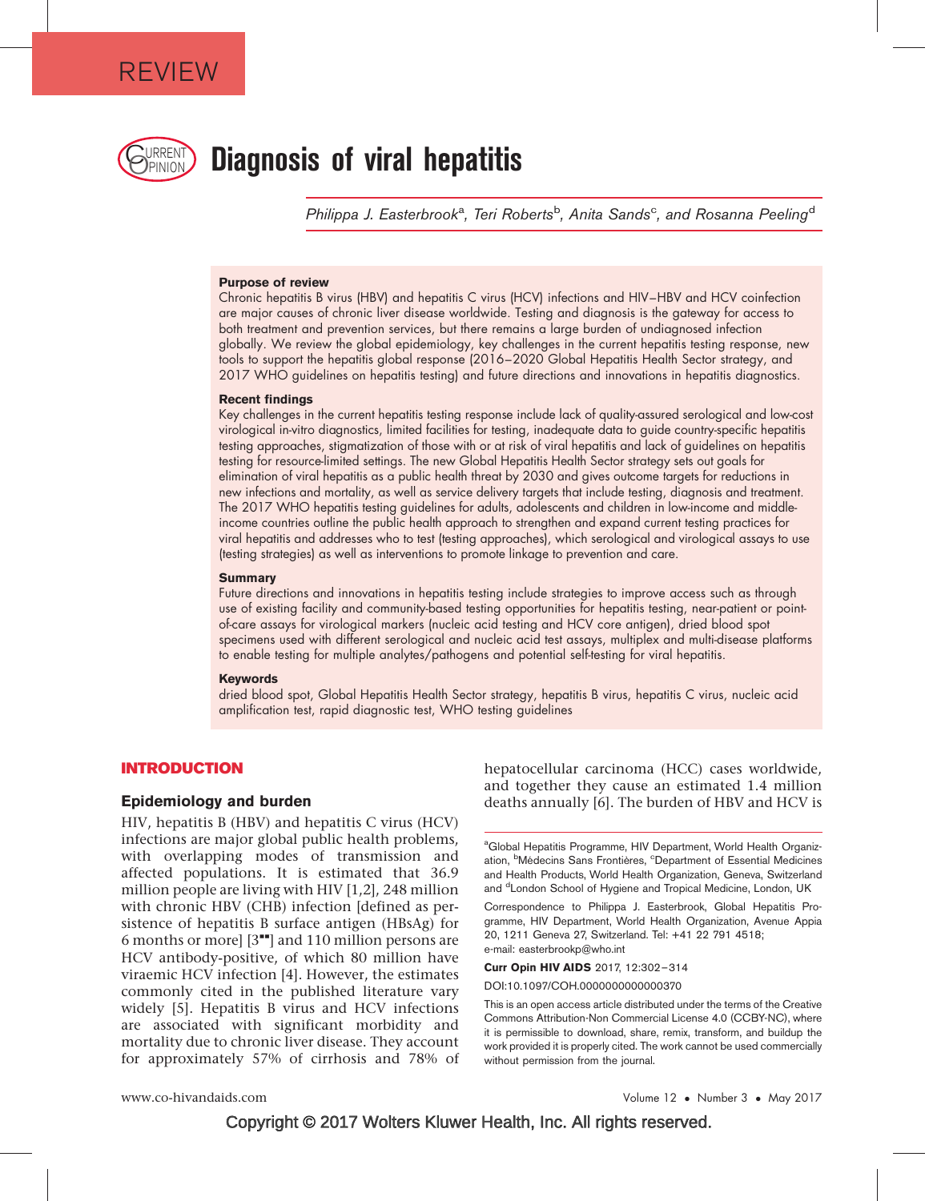REVIEW

# Diagnosis of viral hepatitis

Philippa J. Easterbrook[a], Teri Roberts[b], Anita Sands[c], and Rosanna Peeling[d]

### Purpose of review

Chronic hepatitis B virus (HBV) and hepatitis C virus (HCV) infections and HIV–HBV and HCV coinfection are major causes of chronic liver disease worldwide. Testing and diagnosis is the gateway for access to both treatment and prevention services, but there remains a large burden of undiagnosed infection globally. We review the global epidemiology, key challenges in the current hepatitis testing response, new tools to support the hepatitis global response (2016–2020 Global Hepatitis Health Sector strategy, and 2017 WHO guidelines on hepatitis testing) and future directions and innovations in hepatitis diagnostics.

### Recent findings

Key challenges in the current hepatitis testing response include lack of quality-assured serological and low-cost virological in-vitro diagnostics, limited facilities for testing, inadequate data to guide country-specific hepatitis testing approaches, stigmatization of those with or at risk of viral hepatitis and lack of guidelines on hepatitis testing for resource-limited settings. The new Global Hepatitis Health Sector strategy sets out goals for elimination of viral hepatitis as a public health threat by 2030 and gives outcome targets for reductions in new infections and mortality, as well as service delivery targets that include testing, diagnosis and treatment. The 2017 WHO hepatitis testing guidelines for adults, adolescents and children in low-income and middle-income countries outline the public health approach to strengthen and expand current testing practices for viral hepatitis and addresses who to test (testing approaches), which serological and virological assays to use (testing strategies) as well as interventions to promote linkage to prevention and care.

### Summary

Future directions and innovations in hepatitis testing include strategies to improve access such as through use of existing facility and community-based testing opportunities for hepatitis testing, near-patient or point-of-care assays for virological markers (nucleic acid testing and HCV core antigen), dried blood spot specimens used with different serological and nucleic acid test assays, multiplex and multi-disease platforms to enable testing for multiple analytes/pathogens and potential self-testing for viral hepatitis.

### Keywords

dried blood spot, Global Hepatitis Health Sector strategy, hepatitis B virus, hepatitis C virus, nucleic acid amplification test, rapid diagnostic test, WHO testing guidelines

## INTRODUCTION

### Epidemiology and burden

HIV, hepatitis B (HBV) and hepatitis C virus (HCV) infections are major global public health problems, with overlapping modes of transmission and affected populations. It is estimated that 36.9 million people are living with HIV [1,2], 248 million with chronic HBV (CHB) infection [defined as persistence of hepatitis B surface antigen (HBsAg) for 6 months or more] [3■■] and 110 million persons are HCV antibody-positive, of which 80 million have viraemic HCV infection [4]. However, the estimates commonly cited in the published literature vary widely [5]. Hepatitis B virus and HCV infections are associated with significant morbidity and mortality due to chronic liver disease. They account for approximately 57% of cirrhosis and 78% of hepatocellular carcinoma (HCC) cases worldwide, and together they cause an estimated 1.4 million deaths annually [6]. The burden of HBV and HCV is

[a]Global Hepatitis Programme, HIV Department, World Health Organization, [b]Mèdecins Sans Frontières, [c]Department of Essential Medicines and Health Products, World Health Organization, Geneva, Switzerland and [d]London School of Hygiene and Tropical Medicine, London, UK

Correspondence to Philippa J. Easterbrook, Global Hepatitis Programme, HIV Department, World Health Organization, Avenue Appia 20, 1211 Geneva 27, Switzerland. Tel: +41 22 791 4518; e-mail: easterbrookp@who.int

**Curr Opin HIV AIDS** 2017, 12:302–314

DOI:10.1097/COH.0000000000000370

This is an open access article distributed under the terms of the Creative Commons Attribution-Non Commercial License 4.0 (CCBY-NC), where it is permissible to download, share, remix, transform, and buildup the work provided it is properly cited. The work cannot be used commercially without permission from the journal.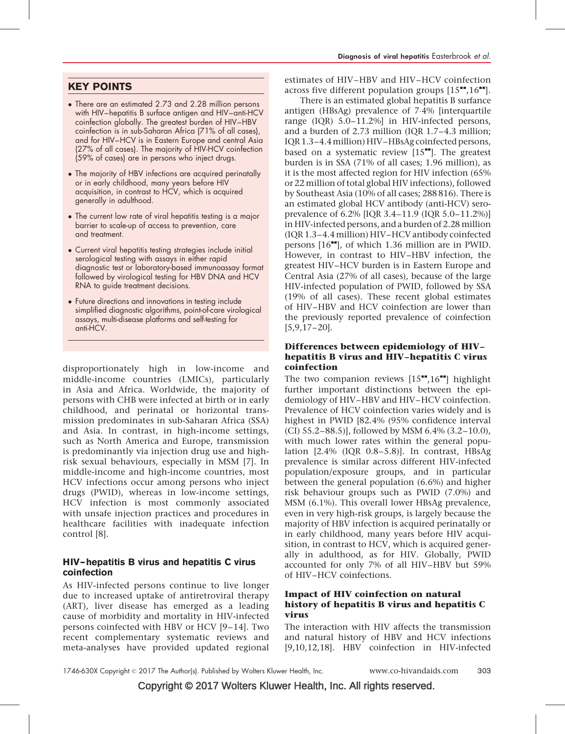## KEY POINTS

- There are an estimated 2.73 and 2.28 million persons with HIV–hepatitis B surface antigen and HIV–anti-HCV coinfection globally. The greatest burden of HIV–HBV coinfection is in sub-Saharan Africa (71% of all cases), and for HIV–HCV is in Eastern Europe and central Asia (27% of all cases). The majority of HIV-HCV coinfection (59% of cases) are in persons who inject drugs.
- The majority of HBV infections are acquired perinatally or in early childhood, many years before HIV acquisition, in contrast to HCV, which is acquired generally in adulthood.
- The current low rate of viral hepatitis testing is a major barrier to scale-up of access to prevention, care and treatment.
- Current viral hepatitis testing strategies include initial serological testing with assays in either rapid diagnostic test or laboratory-based immunoassay format followed by virological testing for HBV DNA and HCV RNA to guide treatment decisions.
- Future directions and innovations in testing include simplified diagnostic algorithms, point-of-care virological assays, multi-disease platforms and self-testing for anti-HCV.

disproportionately high in low-income and middle-income countries (LMICs), particularly in Asia and Africa. Worldwide, the majority of persons with CHB were infected at birth or in early childhood, and perinatal or horizontal transmission predominates in sub-Saharan Africa (SSA) and Asia. In contrast, in high-income settings, such as North America and Europe, transmission is predominantly via injection drug use and high-risk sexual behaviours, especially in MSM [7]. In middle-income and high-income countries, most HCV infections occur among persons who inject drugs (PWID), whereas in low-income settings, HCV infection is most commonly associated with unsafe injection practices and procedures in healthcare facilities with inadequate infection control [8].

### HIV–hepatitis B virus and hepatitis C virus coinfection

As HIV-infected persons continue to live longer due to increased uptake of antiretroviral therapy (ART), liver disease has emerged as a leading cause of morbidity and mortality in HIV-infected persons coinfected with HBV or HCV [9–14]. Two recent complementary systematic reviews and meta-analyses have provided updated regional estimates of HIV–HBV and HIV–HCV coinfection across five different population groups [15■■,16■■].

There is an estimated global hepatitis B surface antigen (HBsAg) prevalence of 7·4% [interquartile range (IQR) 5.0–11.2%] in HIV-infected persons, and a burden of 2.73 million (IQR 1.7–4.3 million; IQR 1.3–4.4 million) HIV–HBsAg coinfected persons, based on a systematic review [15■■]. The greatest burden is in SSA (71% of all cases; 1.96 million), as it is the most affected region for HIV infection (65% or 22 million of total global HIV infections), followed by Southeast Asia (10% of all cases; 288 816). There is an estimated global HCV antibody (anti-HCV) seroprevalence of 6.2% [IQR 3.4–11.9 (IQR 5.0–11.2%)] in HIV-infected persons, and a burden of 2.28 million (IQR 1.3–4.4 million) HIV–HCV antibody coinfected persons [16■■], of which 1.36 million are in PWID. However, in contrast to HIV–HBV infection, the greatest HIV–HCV burden is in Eastern Europe and Central Asia (27% of all cases), because of the large HIV-infected population of PWID, followed by SSA (19% of all cases). These recent global estimates of HIV–HBV and HCV coinfection are lower than the previously reported prevalence of coinfection [5,9,17–20].

### Differences between epidemiology of HIV–hepatitis B virus and HIV–hepatitis C virus coinfection

The two companion reviews [15■■,16■■] highlight further important distinctions between the epidemiology of HIV–HBV and HIV–HCV coinfection. Prevalence of HCV coinfection varies widely and is highest in PWID [82.4% (95% confidence interval (CI) 55.2–88.5)], followed by MSM 6.4% (3.2–10.0), with much lower rates within the general population [2.4% (IQR 0.8–5.8)]. In contrast, HBsAg prevalence is similar across different HIV-infected population/exposure groups, and in particular between the general population (6.6%) and higher risk behaviour groups such as PWID (7.0%) and MSM (6.1%). This overall lower HBsAg prevalence, even in very high-risk groups, is largely because the majority of HBV infection is acquired perinatally or in early childhood, many years before HIV acquisition, in contrast to HCV, which is acquired generally in adulthood, as for HIV. Globally, PWID accounted for only 7% of all HIV–HBV but 59% of HIV–HCV coinfections.

### Impact of HIV coinfection on natural history of hepatitis B virus and hepatitis C virus

The interaction with HIV affects the transmission and natural history of HBV and HCV infections [9,10,12,18]. HBV coinfection in HIV-infected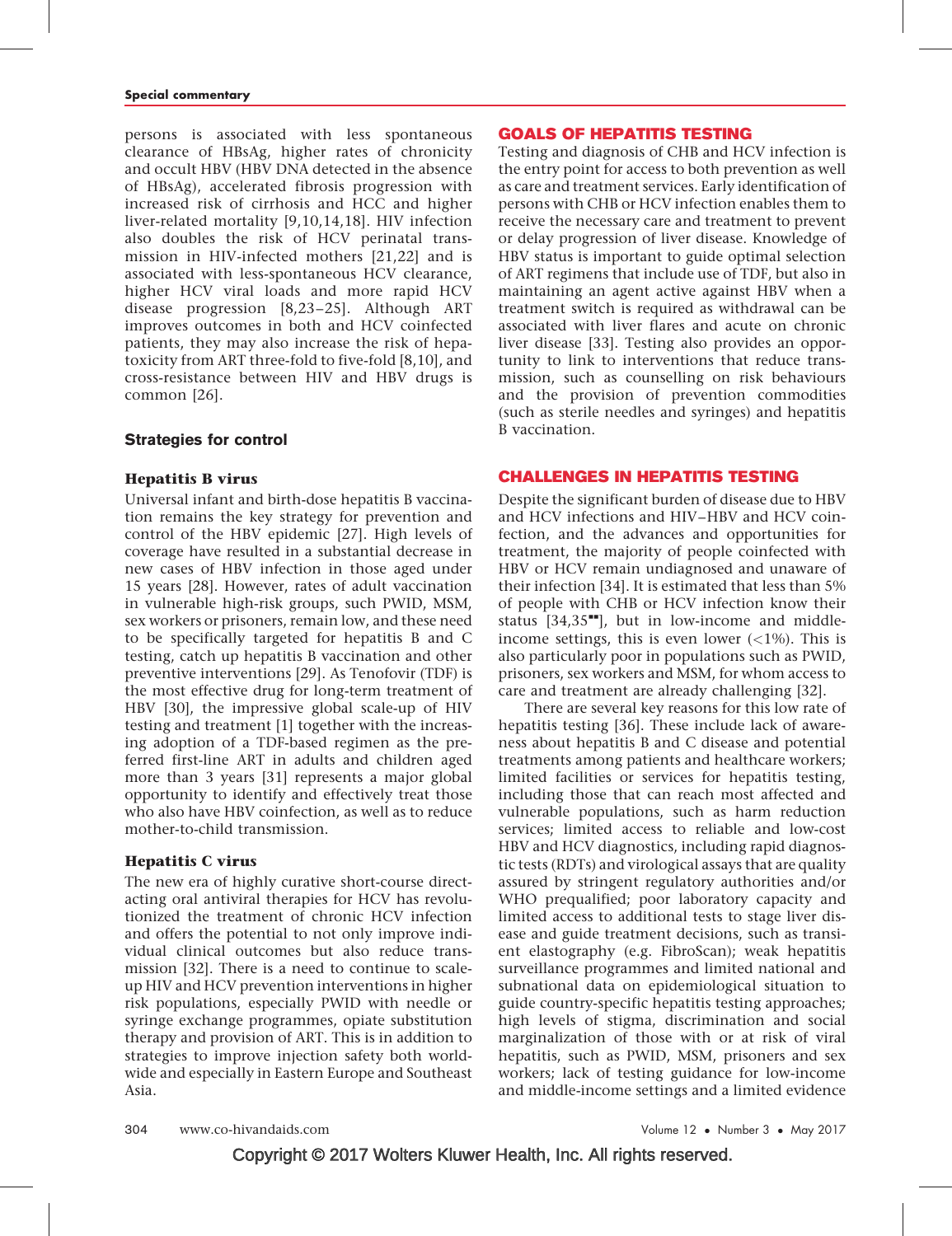persons is associated with less spontaneous clearance of HBsAg, higher rates of chronicity and occult HBV (HBV DNA detected in the absence of HBsAg), accelerated fibrosis progression with increased risk of cirrhosis and HCC and higher liver-related mortality [9,10,14,18]. HIV infection also doubles the risk of HCV perinatal transmission in HIV-infected mothers [21,22] and is associated with less-spontaneous HCV clearance, higher HCV viral loads and more rapid HCV disease progression [8,23–25]. Although ART improves outcomes in both and HCV coinfected patients, they may also increase the risk of hepatoxicity from ART three-fold to five-fold [8,10], and cross-resistance between HIV and HBV drugs is common [26].

### Strategies for control

#### Hepatitis B virus

Universal infant and birth-dose hepatitis B vaccination remains the key strategy for prevention and control of the HBV epidemic [27]. High levels of coverage have resulted in a substantial decrease in new cases of HBV infection in those aged under 15 years [28]. However, rates of adult vaccination in vulnerable high-risk groups, such PWID, MSM, sex workers or prisoners, remain low, and these need to be specifically targeted for hepatitis B and C testing, catch up hepatitis B vaccination and other preventive interventions [29]. As Tenofovir (TDF) is the most effective drug for long-term treatment of HBV [30], the impressive global scale-up of HIV testing and treatment [1] together with the increasing adoption of a TDF-based regimen as the preferred first-line ART in adults and children aged more than 3 years [31] represents a major global opportunity to identify and effectively treat those who also have HBV coinfection, as well as to reduce mother-to-child transmission.

#### Hepatitis C virus

The new era of highly curative short-course direct-acting oral antiviral therapies for HCV has revolutionized the treatment of chronic HCV infection and offers the potential to not only improve individual clinical outcomes but also reduce transmission [32]. There is a need to continue to scale-up HIV and HCV prevention interventions in higher risk populations, especially PWID with needle or syringe exchange programmes, opiate substitution therapy and provision of ART. This is in addition to strategies to improve injection safety both worldwide and especially in Eastern Europe and Southeast Asia.

## GOALS OF HEPATITIS TESTING

Testing and diagnosis of CHB and HCV infection is the entry point for access to both prevention as well as care and treatment services. Early identification of persons with CHB or HCV infection enables them to receive the necessary care and treatment to prevent or delay progression of liver disease. Knowledge of HBV status is important to guide optimal selection of ART regimens that include use of TDF, but also in maintaining an agent active against HBV when a treatment switch is required as withdrawal can be associated with liver flares and acute on chronic liver disease [33]. Testing also provides an opportunity to link to interventions that reduce transmission, such as counselling on risk behaviours and the provision of prevention commodities (such as sterile needles and syringes) and hepatitis B vaccination.

## CHALLENGES IN HEPATITIS TESTING

Despite the significant burden of disease due to HBV and HCV infections and HIV–HBV and HCV coinfection, and the advances and opportunities for treatment, the majority of people coinfected with HBV or HCV remain undiagnosed and unaware of their infection [34]. It is estimated that less than 5% of people with CHB or HCV infection know their status [34,35■■], but in low-income and middle-income settings, this is even lower (<1%). This is also particularly poor in populations such as PWID, prisoners, sex workers and MSM, for whom access to care and treatment are already challenging [32].

There are several key reasons for this low rate of hepatitis testing [36]. These include lack of awareness about hepatitis B and C disease and potential treatments among patients and healthcare workers; limited facilities or services for hepatitis testing, including those that can reach most affected and vulnerable populations, such as harm reduction services; limited access to reliable and low-cost HBV and HCV diagnostics, including rapid diagnostic tests (RDTs) and virological assays that are quality assured by stringent regulatory authorities and/or WHO prequalified; poor laboratory capacity and limited access to additional tests to stage liver disease and guide treatment decisions, such as transient elastography (e.g. FibroScan); weak hepatitis surveillance programmes and limited national and subnational data on epidemiological situation to guide country-specific hepatitis testing approaches; high levels of stigma, discrimination and social marginalization of those with or at risk of viral hepatitis, such as PWID, MSM, prisoners and sex workers; lack of testing guidance for low-income and middle-income settings and a limited evidence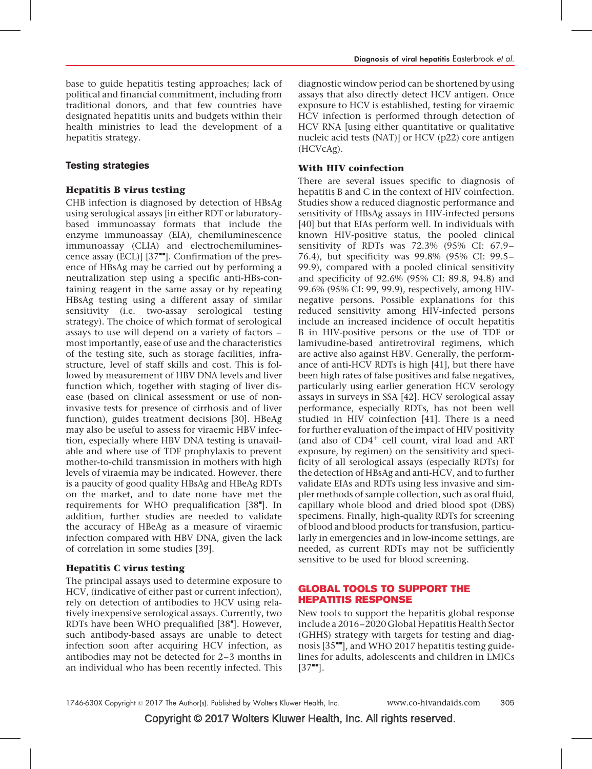base to guide hepatitis testing approaches; lack of political and financial commitment, including from traditional donors, and that few countries have designated hepatitis units and budgets within their health ministries to lead the development of a hepatitis strategy.

## Testing strategies

### Hepatitis B virus testing

CHB infection is diagnosed by detection of HBsAg using serological assays [in either RDT or laboratory-based immunoassay formats that include the enzyme immunoassay (EIA), chemiluminescence immunoassay (CLIA) and electrochemiluminescence assay (ECL)] [37■■]. Confirmation of the presence of HBsAg may be carried out by performing a neutralization step using a specific anti-HBs-containing reagent in the same assay or by repeating HBsAg testing using a different assay of similar sensitivity (i.e. two-assay serological testing strategy). The choice of which format of serological assays to use will depend on a variety of factors – most importantly, ease of use and the characteristics of the testing site, such as storage facilities, infrastructure, level of staff skills and cost. This is followed by measurement of HBV DNA levels and liver function which, together with staging of liver disease (based on clinical assessment or use of non-invasive tests for presence of cirrhosis and of liver function), guides treatment decisions [30]. HBeAg may also be useful to assess for viraemic HBV infection, especially where HBV DNA testing is unavailable and where use of TDF prophylaxis to prevent mother-to-child transmission in mothers with high levels of viraemia may be indicated. However, there is a paucity of good quality HBsAg and HBeAg RDTs on the market, and to date none have met the requirements for WHO prequalification [38■]. In addition, further studies are needed to validate the accuracy of HBeAg as a measure of viraemic infection compared with HBV DNA, given the lack of correlation in some studies [39].

### Hepatitis C virus testing

The principal assays used to determine exposure to HCV, (indicative of either past or current infection), rely on detection of antibodies to HCV using relatively inexpensive serological assays. Currently, two RDTs have been WHO prequalified [38■]. However, such antibody-based assays are unable to detect infection soon after acquiring HCV infection, as antibodies may not be detected for 2–3 months in an individual who has been recently infected. This diagnostic window period can be shortened by using assays that also directly detect HCV antigen. Once exposure to HCV is established, testing for viraemic HCV infection is performed through detection of HCV RNA [using either quantitative or qualitative nucleic acid tests (NAT)] or HCV (p22) core antigen (HCVcAg).

### With HIV coinfection

There are several issues specific to diagnosis of hepatitis B and C in the context of HIV coinfection. Studies show a reduced diagnostic performance and sensitivity of HBsAg assays in HIV-infected persons [40] but that EIAs perform well. In individuals with known HIV-positive status, the pooled clinical sensitivity of RDTs was 72.3% (95% CI: 67.9–76.4), but specificity was 99.8% (95% CI: 99.5–99.9), compared with a pooled clinical sensitivity and specificity of 92.6% (95% CI: 89.8, 94.8) and 99.6% (95% CI: 99, 99.9), respectively, among HIV-negative persons. Possible explanations for this reduced sensitivity among HIV-infected persons include an increased incidence of occult hepatitis B in HIV-positive persons or the use of TDF or lamivudine-based antiretroviral regimens, which are active also against HBV. Generally, the performance of anti-HCV RDTs is high [41], but there have been high rates of false positives and false negatives, particularly using earlier generation HCV serology assays in surveys in SSA [42]. HCV serological assay performance, especially RDTs, has not been well studied in HIV coinfection [41]. There is a need for further evaluation of the impact of HIV positivity (and also of $CD4^+$ cell count, viral load and ART exposure, by regimen) on the sensitivity and specificity of all serological assays (especially RDTs) for the detection of HBsAg and anti-HCV, and to further validate EIAs and RDTs using less invasive and simpler methods of sample collection, such as oral fluid, capillary whole blood and dried blood spot (DBS) specimens. Finally, high-quality RDTs for screening of blood and blood products for transfusion, particularly in emergencies and in low-income settings, are needed, as current RDTs may not be sufficiently sensitive to be used for blood screening.

## GLOBAL TOOLS TO SUPPORT THE HEPATITIS RESPONSE

New tools to support the hepatitis global response include a 2016–2020 Global Hepatitis Health Sector (GHHS) strategy with targets for testing and diagnosis [35■■], and WHO 2017 hepatitis testing guidelines for adults, adolescents and children in LMICs [37■■].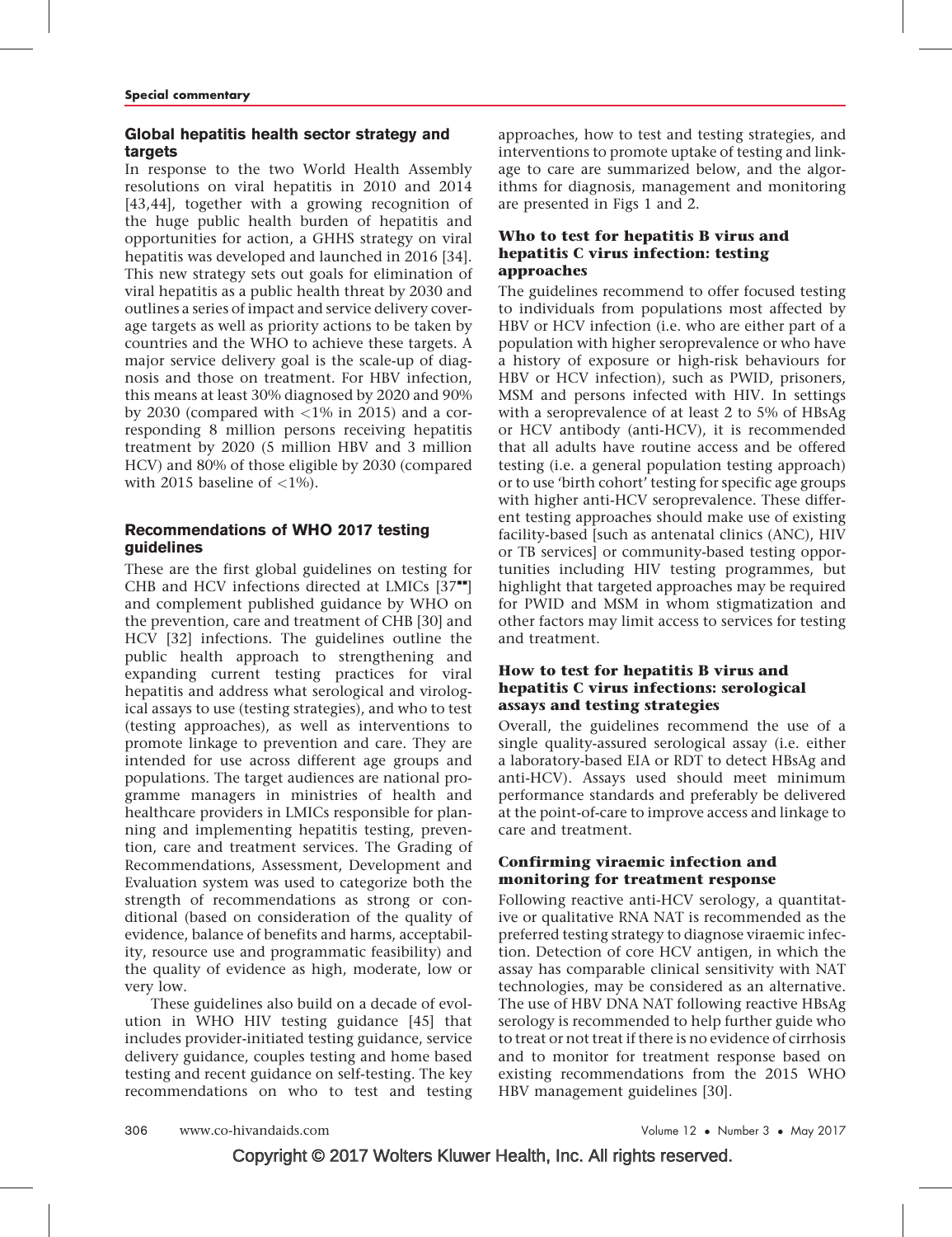## Global hepatitis health sector strategy and targets

In response to the two World Health Assembly resolutions on viral hepatitis in 2010 and 2014 [43,44], together with a growing recognition of the huge public health burden of hepatitis and opportunities for action, a GHHS strategy on viral hepatitis was developed and launched in 2016 [34]. This new strategy sets out goals for elimination of viral hepatitis as a public health threat by 2030 and outlines a series of impact and service delivery coverage targets as well as priority actions to be taken by countries and the WHO to achieve these targets. A major service delivery goal is the scale-up of diagnosis and those on treatment. For HBV infection, this means at least 30% diagnosed by 2020 and 90% by 2030 (compared with <1% in 2015) and a corresponding 8 million persons receiving hepatitis treatment by 2020 (5 million HBV and 3 million HCV) and 80% of those eligible by 2030 (compared with 2015 baseline of <1%).

## Recommendations of WHO 2017 testing guidelines

These are the first global guidelines on testing for CHB and HCV infections directed at LMICs [37■■] and complement published guidance by WHO on the prevention, care and treatment of CHB [30] and HCV [32] infections. The guidelines outline the public health approach to strengthening and expanding current testing practices for viral hepatitis and address what serological and virological assays to use (testing strategies), and who to test (testing approaches), as well as interventions to promote linkage to prevention and care. They are intended for use across different age groups and populations. The target audiences are national programme managers in ministries of health and healthcare providers in LMICs responsible for planning and implementing hepatitis testing, prevention, care and treatment services. The Grading of Recommendations, Assessment, Development and Evaluation system was used to categorize both the strength of recommendations as strong or conditional (based on consideration of the quality of evidence, balance of benefits and harms, acceptability, resource use and programmatic feasibility) and the quality of evidence as high, moderate, low or very low.

These guidelines also build on a decade of evolution in WHO HIV testing guidance [45] that includes provider-initiated testing guidance, service delivery guidance, couples testing and home based testing and recent guidance on self-testing. The key recommendations on who to test and testing approaches, how to test and testing strategies, and interventions to promote uptake of testing and linkage to care are summarized below, and the algorithms for diagnosis, management and monitoring are presented in Figs 1 and 2.

### Who to test for hepatitis B virus and hepatitis C virus infection: testing approaches

The guidelines recommend to offer focused testing to individuals from populations most affected by HBV or HCV infection (i.e. who are either part of a population with higher seroprevalence or who have a history of exposure or high-risk behaviours for HBV or HCV infection), such as PWID, prisoners, MSM and persons infected with HIV. In settings with a seroprevalence of at least 2 to 5% of HBsAg or HCV antibody (anti-HCV), it is recommended that all adults have routine access and be offered testing (i.e. a general population testing approach) or to use 'birth cohort' testing for specific age groups with higher anti-HCV seroprevalence. These different testing approaches should make use of existing facility-based [such as antenatal clinics (ANC), HIV or TB services] or community-based testing opportunities including HIV testing programmes, but highlight that targeted approaches may be required for PWID and MSM in whom stigmatization and other factors may limit access to services for testing and treatment.

### How to test for hepatitis B virus and hepatitis C virus infections: serological assays and testing strategies

Overall, the guidelines recommend the use of a single quality-assured serological assay (i.e. either a laboratory-based EIA or RDT to detect HBsAg and anti-HCV). Assays used should meet minimum performance standards and preferably be delivered at the point-of-care to improve access and linkage to care and treatment.

### Confirming viraemic infection and monitoring for treatment response

Following reactive anti-HCV serology, a quantitative or qualitative RNA NAT is recommended as the preferred testing strategy to diagnose viraemic infection. Detection of core HCV antigen, in which the assay has comparable clinical sensitivity with NAT technologies, may be considered as an alternative. The use of HBV DNA NAT following reactive HBsAg serology is recommended to help further guide who to treat or not treat if there is no evidence of cirrhosis and to monitor for treatment response based on existing recommendations from the 2015 WHO HBV management guidelines [30].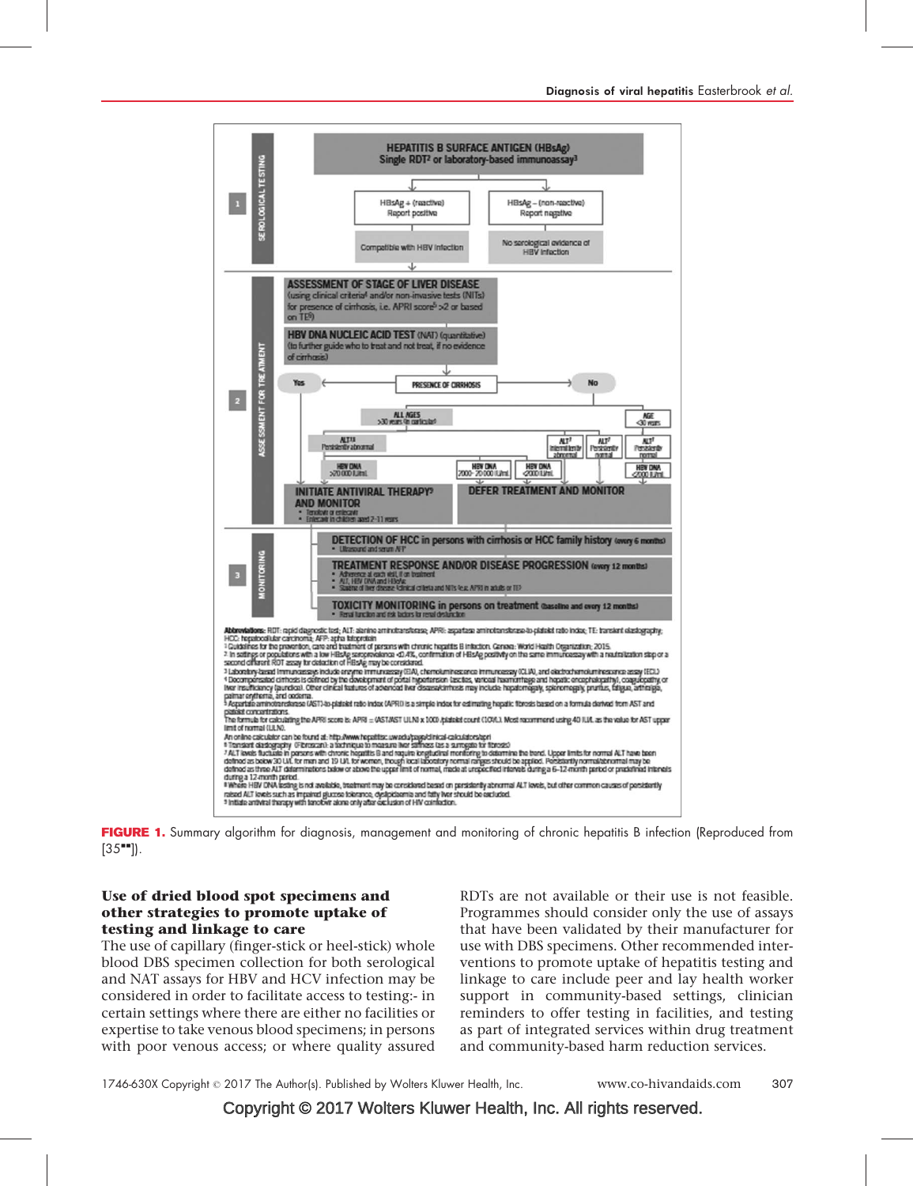**HEPATITIS B SURFACE ANTIGEN (HBsAg)**
**Single RDT[2] or laboratory-based immunoassay[3]**

**1 SEROLOGICAL TESTING**

- HBsAg + (reactive) — Report positive → Compatible with HBV infection
- HBsAg – (non-reactive) — Report negative → No serological evidence of HBV infection

**2 ASSESSMENT FOR TREATMENT**

**ASSESSMENT OF STAGE OF LIVER DISEASE**
(using clinical criteria[4] and/or non-invasive tests (NITs) for presence of cirrhosis, i.e. APRI score[5] >2 or based on TE[6])

**HBV DNA NUCLEIC ACID TEST** (NAT) (quantitative)
(to further guide who to treat and not treat, if no evidence of cirrhosis)

**PRESENCE OF CIRRHOSIS**

- Yes → INITIATE ANTIVIRAL THERAPY[9] AND MONITOR
- No →
  - ALL AGES >30 years (in particular) → ALT[7,8] Persistently abnormal → HBV DNA >20 000 IU/mL → INITIATE ANTIVIRAL THERAPY[9] AND MONITOR
  - ALL AGES → ALT[7] Intermittently abnormal → HBV DNA 2000–20 000 IU/mL → DEFER TREATMENT AND MONITOR
  - ALL AGES → ALT[7] Persistently normal → HBV DNA <2000 IU/mL → DEFER TREATMENT AND MONITOR
  - AGE <30 years → ALT[7] Persistently normal → HBV DNA >2000 IU/mL → DEFER TREATMENT AND MONITOR

**INITIATE ANTIVIRAL THERAPY[9] AND MONITOR**
- Tenofovir or entecavir
- Entecavir in children aged 2–11 years

**DEFER TREATMENT AND MONITOR**

**3 MONITORING**

**DETECTION OF HCC in persons with cirrhosis or HCC family history** (every 6 months)
- Ultrasound and serum AFP

**TREATMENT RESPONSE AND/OR DISEASE PROGRESSION** (every 12 months)
- Adherence at each visit, if on treatment
- ALT, HBV DNA and HBeAg
- Staging of liver disease (clinical criteria and NITs (e.g. APRI in adults or TE))

**TOXICITY MONITORING in persons on treatment** (baseline and every 12 months)
- Renal function and risk factors for renal dysfunction

**Abbreviations:** RDT: rapid diagnostic test; ALT: alanine aminotransferase; APRI: aspartate aminotransferase-to-platelet ratio index; TE: transient elastography; HCC: hepatocellular carcinoma; AFP: alpha fetoprotein

[1] Guidelines for the prevention, care and treatment of persons with chronic hepatitis B infection. Geneva: World Health Organization; 2015.

[2] In settings or populations with a low HBsAg seroprevalence <0.4%, confirmation of HBsAg positivity on the same immunoassay with a neutralization step or a second different RDT assay for detection of HBsAg may be considered.

[3] Laboratory-based immunoassays include enzyme immunoassay (EIA), chemoluminescence immunoassay (CLIA), and electrochemoluminescence assay (ECL)

[4] Decompensated cirrhosis is defined by the development of portal hypertension (ascites, variceal haemorrhage and hepatic encephalopathy), coagulopathy, or liver insufficiency (jaundice). Other clinical features of advanced liver disease/cirrhosis may include: hepatomegaly, splenomegaly, pruritus, fatigue, arthralgia, palmar erythema, and oedema.

[5] Aspartate aminotransferase (AST)-to-platelet ratio index (APRI) is a simple index for estimating hepatic fibrosis based on a formula derived from AST and platelet concentrations.
The formula for calculating the APRI score is: APRI = (AST/AST ULN) x 100) /platelet count ($10^9$/L). Most recommend using 40 IU/L as the value for AST upper limit of normal (ULN).
An online calculator can be found at: http://www.hepatitisc.uw.edu/page/clinical-calculators/apri

[6] Transient elastography (FibroScan): a technique to measure liver stiffness (as a surrogate for fibrosis)

[7] ALT levels fluctuate in persons with chronic hepatitis B and require longitudinal monitoring to determine the trend. Upper limits for normal ALT have been defined as below 30 U/L for men and 19 U/L for women, though local laboratory normal ranges should be applied. Persistently normal/abnormal may be defined as three ALT determinations below or above the upper limit of normal, made at unspecified intervals during a 6–12-month period or predefined intervals during a 12-month period.

[8] Where HBV DNA testing is not available, treatment may be considered based on persistently abnormal ALT levels, but other common causes of persistently raised ALT levels such as impaired glucose tolerance, dyslipidaemia and fatty liver should be excluded.

[9] Initiate antiviral therapy with tenofovir alone only after exclusion of HIV coinfection.

**FIGURE 1.** Summary algorithm for diagnosis, management and monitoring of chronic hepatitis B infection (Reproduced from [35■■]).

### Use of dried blood spot specimens and other strategies to promote uptake of testing and linkage to care

The use of capillary (finger-stick or heel-stick) whole blood DBS specimen collection for both serological and NAT assays for HBV and HCV infection may be considered in order to facilitate access to testing:- in certain settings where there are either no facilities or expertise to take venous blood specimens; in persons with poor venous access; or where quality assured RDTs are not available or their use is not feasible. Programmes should consider only the use of assays that have been validated by their manufacturer for use with DBS specimens. Other recommended interventions to promote uptake of hepatitis testing and linkage to care include peer and lay health worker support in community-based settings, clinician reminders to offer testing in facilities, and testing as part of integrated services within drug treatment and community-based harm reduction services.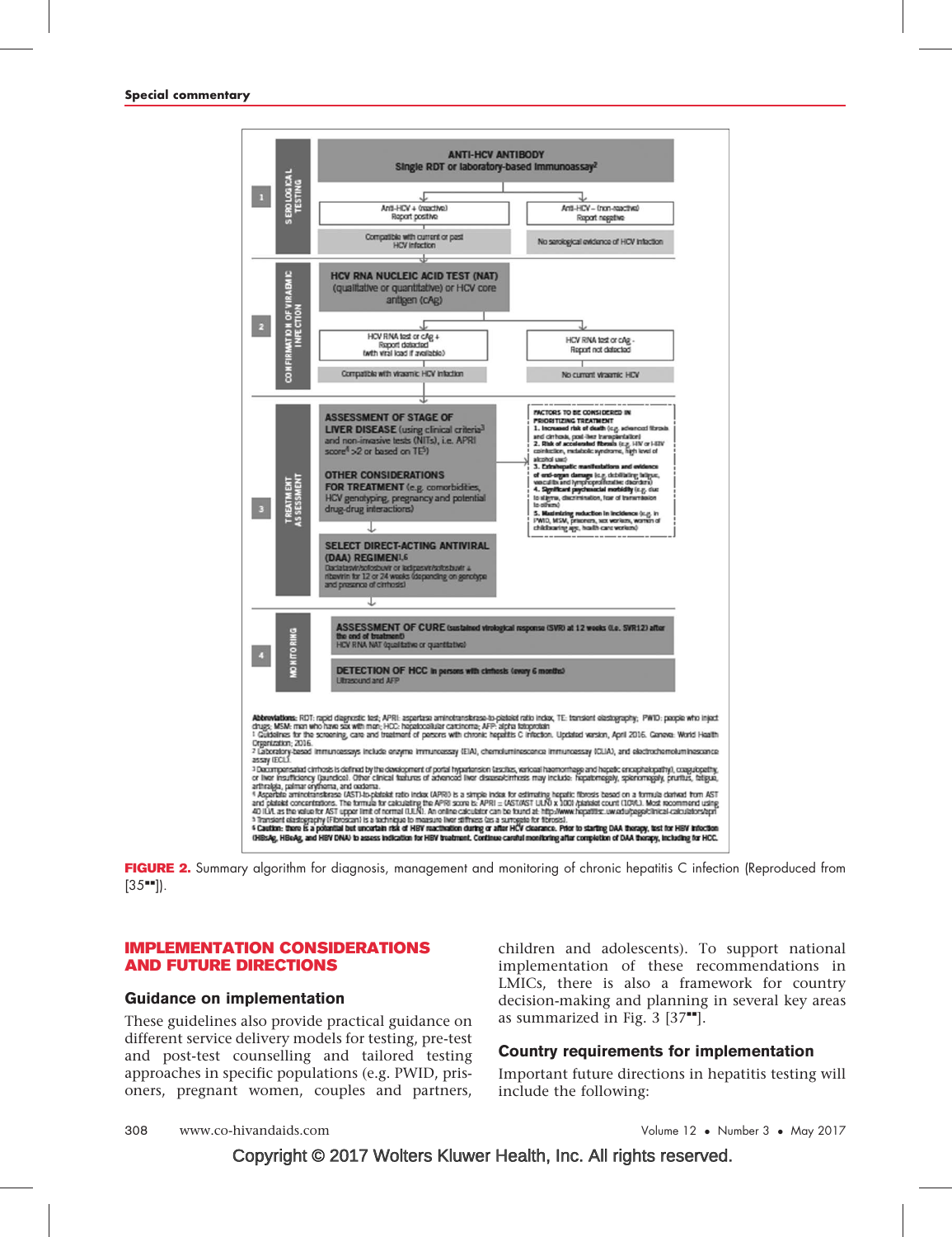ANTI-HCV ANTIBODY
Single RDT or laboratory-based Immunoassay[2]

1 SEROLOGICAL TESTING

Anti-HCV + (reactive)
Report positive
Compatible with current or past HCV infection

Anti-HCV – (non-reactive)
Report negative
No serological evidence of HCV infection

2 CONFIRMATION OF VIRAEMIC INFECTION

HCV RNA NUCLEIC ACID TEST (NAT) (qualitative or quantitative) or HCV core antigen (cAg)

HCV RNA test or cAg +
Report detected
(with viral load if available)
Compatible with viraemic HCV infection

HCV RNA test or cAg -
Report not detected
No current viraemic HCV

3 TREATMENT ASSESSMENT

ASSESSMENT OF STAGE OF LIVER DISEASE (using clinical criteria[3] and non-invasive tests (NITs), i.e. APRI score[4] >2 or based on TE[5])

OTHER CONSIDERATIONS FOR TREATMENT (e.g. comorbidities, HCV genotyping, pregnancy and potential drug-drug interactions)

FACTORS TO BE CONSIDERED IN PRIORITIZING TREATMENT
1. Increased risk of death (e.g. advanced fibrosis and cirrhosis, post-liver transplantation)
2. Risk of accelerated fibrosis (e.g. HIV or HBV coinfection, metabolic syndrome, high level of alcohol use)
3. Extrahepatic manifestations and evidence of end-organ damage (e.g. debilitating fatigue, vasculitis and lymphoproliferative disorders)
4. Significant psychosocial morbidity (e.g. due to stigma, discrimination, fear of transmission to others)
5. Maximizing reduction in incidence (e.g. in PWID, MSM, prisoners, sex workers, women of childbearing age, health care workers)

SELECT DIRECT-ACTING ANTIVIRAL (DAA) REGIMEN[1,6]
Daclatasvir/sofosbuvir or ledipasvir/sofosbuvir ± ribavirin for 12 or 24 weeks (depending on genotype and presence of cirrhosis)

4 MONITORING

ASSESSMENT OF CURE (sustained virological response (SVR) at 12 weeks (i.e. SVR12) after the end of treatment)
HCV RNA NAT (qualitative or quantitative)

DETECTION OF HCC in persons with cirrhosis (every 6 months)
Ultrasound and AFP

**Abbreviations:** RDT: rapid diagnostic test; APRI: aspartate aminotransferase-to-platelet ratio index, TE: transient elastography; PWID: people who inject drugs; MSM: men who have sex with men; HCC: hepatocellular carcinoma; AFP: alpha fetoprotein
[1] Guidelines for the screening, care and treatment of persons with chronic hepatitis C infection. Updated version, April 2016. Geneva: World Health Organization; 2016.
[2] Laboratory-based immunoassays include enzyme immunoassay (EIA), chemoluminescence immunoassay (CLIA), and electrochemoluminescence assay (ECL).
[3] Decompensated cirrhosis is defined by the development of portal hypertension (ascites, variceal haemorrhage and hepatic encephalopathy), coagulopathy, or liver insufficiency (jaundice). Other clinical features of advanced liver disease/cirrhosis may include: hepatomegaly, splenomegaly, pruritus, fatigue, arthralgia, palmar erythema, and oedema.
[4] Aspartate aminotransferase (AST)-to-platelet ratio index (APRI) is a simple index for estimating hepatic fibrosis based on a formula derived from AST and platelet concentrations. The formula for calculating the APRI score is: APRI = (AST/AST ULN) x 100) /platelet count (10[9]/L). Most recommend using 40 IU/L as the value for AST upper limit of normal (ULN). An online calculator can be found at: http://www.hepatitisc.uw.edu/page/clinical-calculators/apri
[5] Transient elastography (FibroScan) is a technique to measure liver stiffness (as a surrogate for fibrosis).
[6] **Caution: there is a potential but uncertain risk of HBV reactivation during or after HCV clearance. Prior to starting DAA therapy, test for HBV infection (HBsAg, HBeAg, and HBV DNA) to assess indication for HBV treatment. Continue careful monitoring after completion of DAA therapy, including for HCC.**

**FIGURE 2.** Summary algorithm for diagnosis, management and monitoring of chronic hepatitis C infection (Reproduced from [35■■]).

## IMPLEMENTATION CONSIDERATIONS AND FUTURE DIRECTIONS

### Guidance on implementation

These guidelines also provide practical guidance on different service delivery models for testing, pre-test and post-test counselling and tailored testing approaches in specific populations (e.g. PWID, prisoners, pregnant women, couples and partners, children and adolescents). To support national implementation of these recommendations in LMICs, there is also a framework for country decision-making and planning in several key areas as summarized in Fig. 3 [37■■].

### Country requirements for implementation

Important future directions in hepatitis testing will include the following: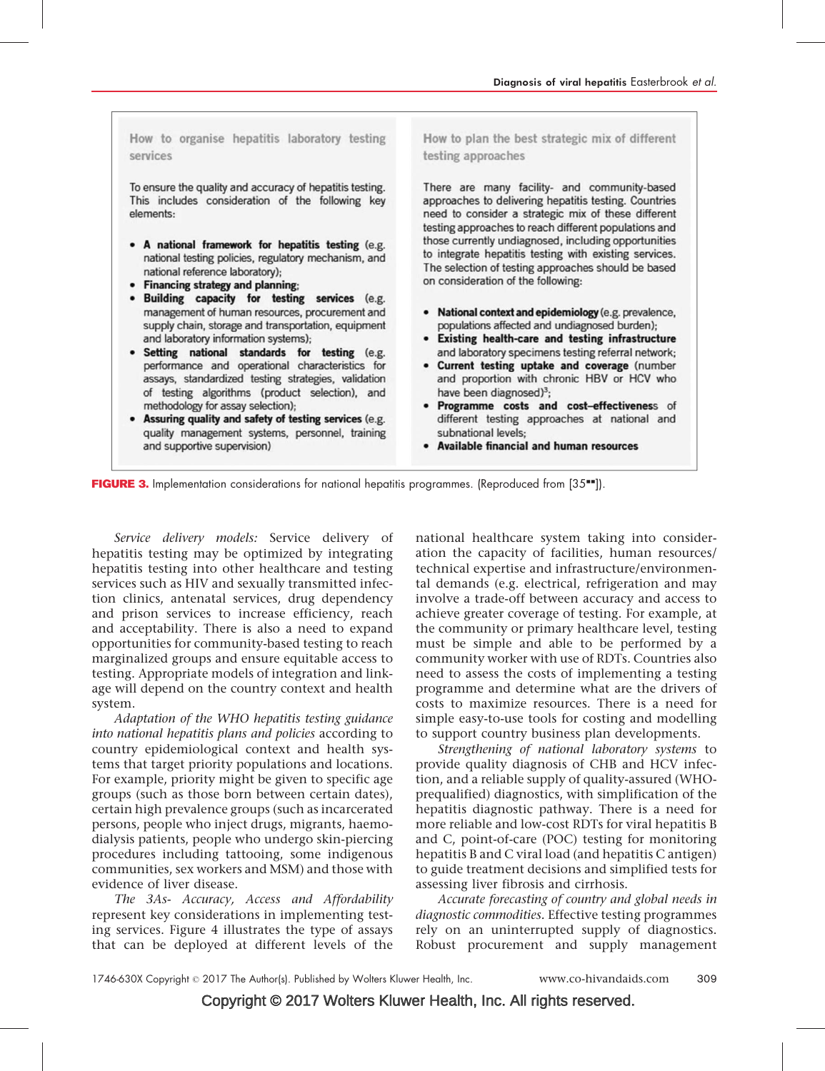**How to organise hepatitis laboratory testing services**

To ensure the quality and accuracy of hepatitis testing. This includes consideration of the following key elements:

- **A national framework for hepatitis testing** (e.g. national testing policies, regulatory mechanism, and national reference laboratory);
- **Financing strategy and planning**;
- **Building capacity for testing services** (e.g. management of human resources, procurement and supply chain, storage and transportation, equipment and laboratory information systems);
- **Setting national standards for testing** (e.g. performance and operational characteristics for assays, standardized testing strategies, validation of testing algorithms (product selection), and methodology for assay selection);
- **Assuring quality and safety of testing services** (e.g. quality management systems, personnel, training and supportive supervision)

**How to plan the best strategic mix of different testing approaches**

There are many facility- and community-based approaches to delivering hepatitis testing. Countries need to consider a strategic mix of these different testing approaches to reach different populations and those currently undiagnosed, including opportunities to integrate hepatitis testing with existing services. The selection of testing approaches should be based on consideration of the following:

- **National context and epidemiology** (e.g. prevalence, populations affected and undiagnosed burden);
- **Existing health-care and testing infrastructure** and laboratory specimens testing referral network;
- **Current testing uptake and coverage** (number and proportion with chronic HBV or HCV who have been diagnosed)[3];
- **Programme costs and cost-effectiveness** of different testing approaches at national and subnational levels;
- **Available financial and human resources**

**FIGURE 3.** Implementation considerations for national hepatitis programmes. (Reproduced from [35■■]).

*Service delivery models:* Service delivery of hepatitis testing may be optimized by integrating hepatitis testing into other healthcare and testing services such as HIV and sexually transmitted infection clinics, antenatal services, drug dependency and prison services to increase efficiency, reach and acceptability. There is also a need to expand opportunities for community-based testing to reach marginalized groups and ensure equitable access to testing. Appropriate models of integration and linkage will depend on the country context and health system.

*Adaptation of the WHO hepatitis testing guidance into national hepatitis plans and policies* according to country epidemiological context and health systems that target priority populations and locations. For example, priority might be given to specific age groups (such as those born between certain dates), certain high prevalence groups (such as incarcerated persons, people who inject drugs, migrants, haemodialysis patients, people who undergo skin-piercing procedures including tattooing, some indigenous communities, sex workers and MSM) and those with evidence of liver disease.

*The 3As- Accuracy, Access and Affordability* represent key considerations in implementing testing services. Figure 4 illustrates the type of assays that can be deployed at different levels of the national healthcare system taking into consideration the capacity of facilities, human resources/technical expertise and infrastructure/environmental demands (e.g. electrical, refrigeration and may involve a trade-off between accuracy and access to achieve greater coverage of testing. For example, at the community or primary healthcare level, testing must be simple and able to be performed by a community worker with use of RDTs. Countries also need to assess the costs of implementing a testing programme and determine what are the drivers of costs to maximize resources. There is a need for simple easy-to-use tools for costing and modelling to support country business plan developments.

*Strengthening of national laboratory systems* to provide quality diagnosis of CHB and HCV infection, and a reliable supply of quality-assured (WHO-prequalified) diagnostics, with simplification of the hepatitis diagnostic pathway. There is a need for more reliable and low-cost RDTs for viral hepatitis B and C, point-of-care (POC) testing for monitoring hepatitis B and C viral load (and hepatitis C antigen) to guide treatment decisions and simplified tests for assessing liver fibrosis and cirrhosis.

*Accurate forecasting of country and global needs in diagnostic commodities.* Effective testing programmes rely on an uninterrupted supply of diagnostics. Robust procurement and supply management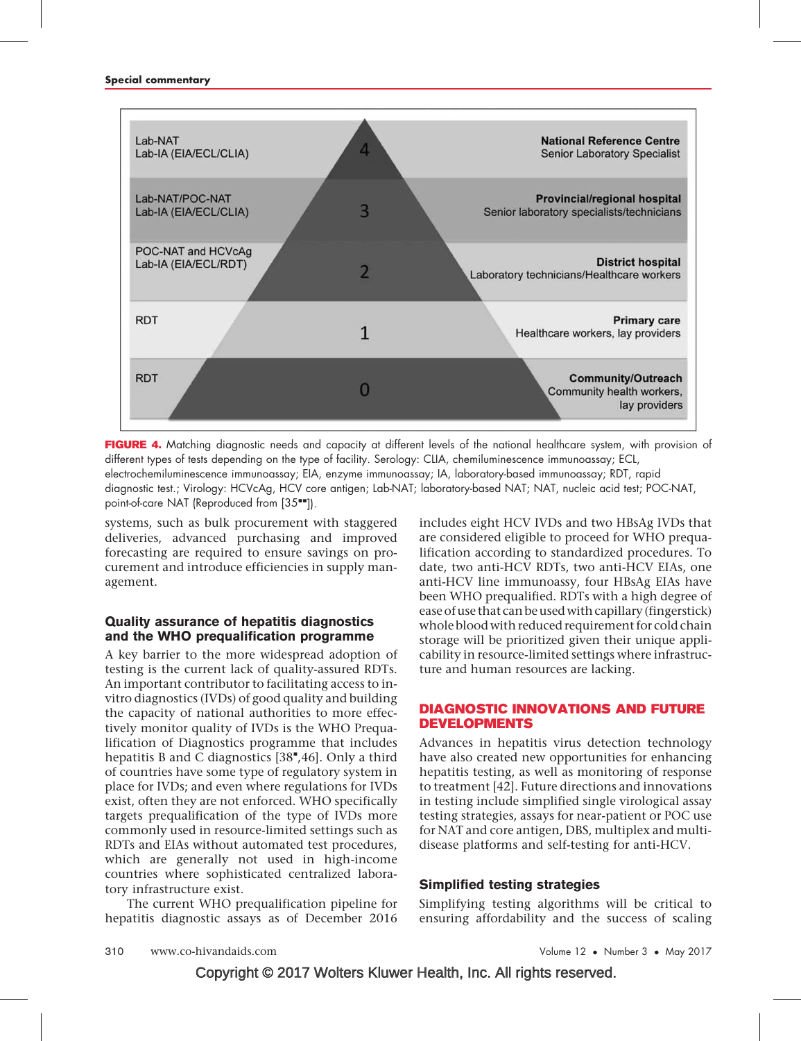| | Level | |
|---|---|---|
| Lab-NAT<br>Lab-IA (EIA/ECL/CLIA) | 4 | **National Reference Centre**<br>Senior Laboratory Specialist |
| Lab-NAT/POC-NAT<br>Lab-IA (EIA/ECL/CLIA) | 3 | **Provincial/regional hospital**<br>Senior laboratory specialists/technicians |
| POC-NAT and HCVcAg<br>Lab-IA (EIA/ECL/RDT) | 2 | **District hospital**<br>Laboratory technicians/Healthcare workers |
| RDT | 1 | **Primary care**<br>Healthcare workers, lay providers |
| RDT | 0 | **Community/Outreach**<br>Community health workers, lay providers |

**FIGURE 4.** Matching diagnostic needs and capacity at different levels of the national healthcare system, with provision of different types of tests depending on the type of facility. Serology: CLIA, chemiluminescence immunoassay; ECL, electrochemiluminescence immunoassay; EIA, enzyme immunoassay; IA, laboratory-based immunoassay; RDT, rapid diagnostic test.; Virology: HCVcAg, HCV core antigen; Lab-NAT; laboratory-based NAT; NAT, nucleic acid test; POC-NAT, point-of-care NAT (Reproduced from [35▪▪]).

systems, such as bulk procurement with staggered deliveries, advanced purchasing and improved forecasting are required to ensure savings on procurement and introduce efficiencies in supply management.

### Quality assurance of hepatitis diagnostics and the WHO prequalification programme

A key barrier to the more widespread adoption of testing is the current lack of quality-assured RDTs. An important contributor to facilitating access to in-vitro diagnostics (IVDs) of good quality and building the capacity of national authorities to more effectively monitor quality of IVDs is the WHO Prequalification of Diagnostics programme that includes hepatitis B and C diagnostics [38▪,46]. Only a third of countries have some type of regulatory system in place for IVDs; and even where regulations for IVDs exist, often they are not enforced. WHO specifically targets prequalification of the type of IVDs more commonly used in resource-limited settings such as RDTs and EIAs without automated test procedures, which are generally not used in high-income countries where sophisticated centralized laboratory infrastructure exist.

The current WHO prequalification pipeline for hepatitis diagnostic assays as of December 2016 includes eight HCV IVDs and two HBsAg IVDs that are considered eligible to proceed for WHO prequalification according to standardized procedures. To date, two anti-HCV RDTs, two anti-HCV EIAs, one anti-HCV line immunoassay, four HBsAg EIAs have been WHO prequalified. RDTs with a high degree of ease of use that can be used with capillary (fingerstick) whole blood with reduced requirement for cold chain storage will be prioritized given their unique applicability in resource-limited settings where infrastructure and human resources are lacking.

## DIAGNOSTIC INNOVATIONS AND FUTURE DEVELOPMENTS

Advances in hepatitis virus detection technology have also created new opportunities for enhancing hepatitis testing, as well as monitoring of response to treatment [42]. Future directions and innovations in testing include simplified single virological assay testing strategies, assays for near-patient or POC use for NAT and core antigen, DBS, multiplex and multi-disease platforms and self-testing for anti-HCV.

### Simplified testing strategies

Simplifying testing algorithms will be critical to ensuring affordability and the success of scaling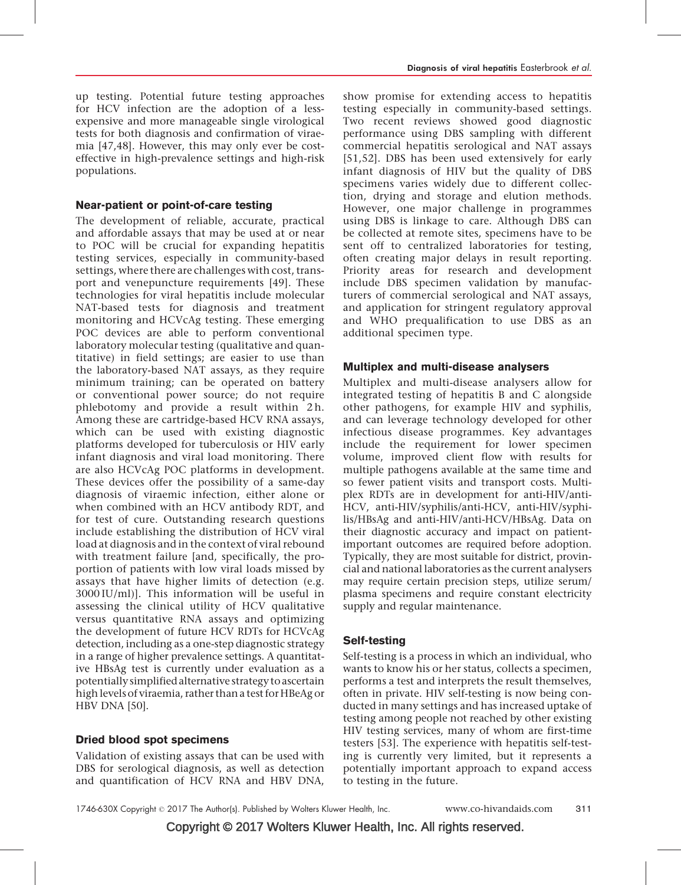up testing. Potential future testing approaches for HCV infection are the adoption of a less-expensive and more manageable single virological tests for both diagnosis and confirmation of viraemia [47,48]. However, this may only ever be cost-effective in high-prevalence settings and high-risk populations.

### Near-patient or point-of-care testing

The development of reliable, accurate, practical and affordable assays that may be used at or near to POC will be crucial for expanding hepatitis testing services, especially in community-based settings, where there are challenges with cost, transport and venepuncture requirements [49]. These technologies for viral hepatitis include molecular NAT-based tests for diagnosis and treatment monitoring and HCVcAg testing. These emerging POC devices are able to perform conventional laboratory molecular testing (qualitative and quantitative) in field settings; are easier to use than the laboratory-based NAT assays, as they require minimum training; can be operated on battery or conventional power source; do not require phlebotomy and provide a result within 2 h. Among these are cartridge-based HCV RNA assays, which can be used with existing diagnostic platforms developed for tuberculosis or HIV early infant diagnosis and viral load monitoring. There are also HCVcAg POC platforms in development. These devices offer the possibility of a same-day diagnosis of viraemic infection, either alone or when combined with an HCV antibody RDT, and for test of cure. Outstanding research questions include establishing the distribution of HCV viral load at diagnosis and in the context of viral rebound with treatment failure [and, specifically, the proportion of patients with low viral loads missed by assays that have higher limits of detection (e.g. 3000 IU/ml)]. This information will be useful in assessing the clinical utility of HCV qualitative versus quantitative RNA assays and optimizing the development of future HCV RDTs for HCVcAg detection, including as a one-step diagnostic strategy in a range of higher prevalence settings. A quantitative HBsAg test is currently under evaluation as a potentially simplified alternative strategy to ascertain high levels of viraemia, rather than a test for HBeAg or HBV DNA [50].

### Dried blood spot specimens

Validation of existing assays that can be used with DBS for serological diagnosis, as well as detection and quantification of HCV RNA and HBV DNA, show promise for extending access to hepatitis testing especially in community-based settings. Two recent reviews showed good diagnostic performance using DBS sampling with different commercial hepatitis serological and NAT assays [51,52]. DBS has been used extensively for early infant diagnosis of HIV but the quality of DBS specimens varies widely due to different collection, drying and storage and elution methods. However, one major challenge in programmes using DBS is linkage to care. Although DBS can be collected at remote sites, specimens have to be sent off to centralized laboratories for testing, often creating major delays in result reporting. Priority areas for research and development include DBS specimen validation by manufacturers of commercial serological and NAT assays, and application for stringent regulatory approval and WHO prequalification to use DBS as an additional specimen type.

### Multiplex and multi-disease analysers

Multiplex and multi-disease analysers allow for integrated testing of hepatitis B and C alongside other pathogens, for example HIV and syphilis, and can leverage technology developed for other infectious disease programmes. Key advantages include the requirement for lower specimen volume, improved client flow with results for multiple pathogens available at the same time and so fewer patient visits and transport costs. Multiplex RDTs are in development for anti-HIV/anti-HCV, anti-HIV/syphilis/anti-HCV, anti-HIV/syphilis/HBsAg and anti-HIV/anti-HCV/HBsAg. Data on their diagnostic accuracy and impact on patient-important outcomes are required before adoption. Typically, they are most suitable for district, provincial and national laboratories as the current analysers may require certain precision steps, utilize serum/plasma specimens and require constant electricity supply and regular maintenance.

### Self-testing

Self-testing is a process in which an individual, who wants to know his or her status, collects a specimen, performs a test and interprets the result themselves, often in private. HIV self-testing is now being conducted in many settings and has increased uptake of testing among people not reached by other existing HIV testing services, many of whom are first-time testers [53]. The experience with hepatitis self-testing is currently very limited, but it represents a potentially important approach to expand access to testing in the future.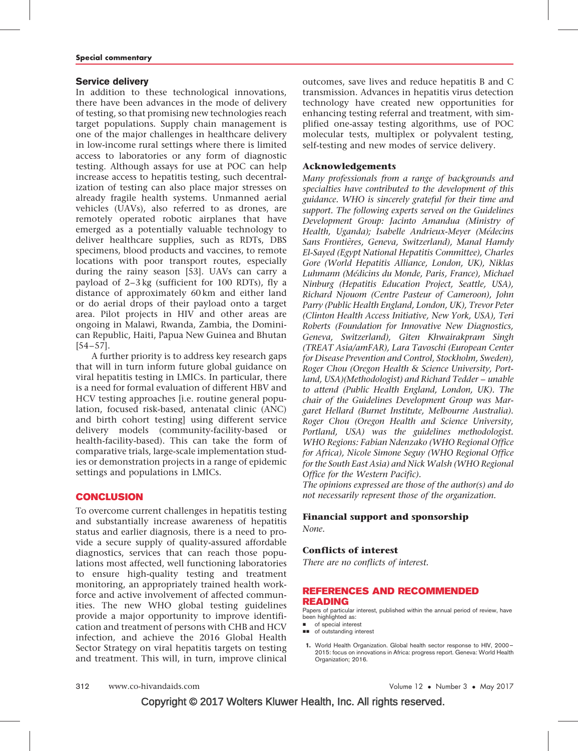## Service delivery

In addition to these technological innovations, there have been advances in the mode of delivery of testing, so that promising new technologies reach target populations. Supply chain management is one of the major challenges in healthcare delivery in low-income rural settings where there is limited access to laboratories or any form of diagnostic testing. Although assays for use at POC can help increase access to hepatitis testing, such decentralization of testing can also place major stresses on already fragile health systems. Unmanned aerial vehicles (UAVs), also referred to as drones, are remotely operated robotic airplanes that have emerged as a potentially valuable technology to deliver healthcare supplies, such as RDTs, DBS specimens, blood products and vaccines, to remote locations with poor transport routes, especially during the rainy season [53]. UAVs can carry a payload of 2–3 kg (sufficient for 100 RDTs), fly a distance of approximately 60 km and either land or do aerial drops of their payload onto a target area. Pilot projects in HIV and other areas are ongoing in Malawi, Rwanda, the Dominican Republic, Haiti, Papua New Guinea and Bhutan [54–57].

A further priority is to address key research gaps that will in turn inform future global guidance on viral hepatitis testing in LMICs. In particular, there is a need for formal evaluation of different HBV and HCV testing approaches [i.e. routine general population, focused risk-based, antenatal clinic (ANC) and birth cohort testing] using different service delivery models (community-facility-based or health-facility-based). This can take the form of comparative trials, large-scale implementation studies or demonstration projects in a range of epidemic settings and populations in LMICs.

## CONCLUSION

To overcome current challenges in hepatitis testing and substantially increase awareness of hepatitis status and earlier diagnosis, there is a need to provide a secure supply of quality-assured affordable diagnostics, services that can reach those populations most affected, well functioning laboratories to ensure high-quality testing and treatment monitoring, an appropriately trained health workforce and active involvement of affected communities. The new WHO global testing guidelines provide a major opportunity to improve identification and treatment of persons with CHB and HCV infection, and achieve the 2016 Global Health Sector Strategy on viral hepatitis targets on testing and treatment. This will, in turn, improve clinical outcomes, save lives and reduce hepatitis B and C transmission. Advances in hepatitis virus detection technology have created new opportunities for enhancing testing referral and treatment, with simplified one-assay testing algorithms, use of POC molecular tests, multiplex or polyvalent testing, self-testing and new modes of service delivery.

## Acknowledgements

*Many professionals from a range of backgrounds and specialties have contributed to the development of this guidance. WHO is sincerely grateful for their time and support. The following experts served on the Guidelines Development Group: Jacinto Amandua (Ministry of Health, Uganda); Isabelle Andrieux-Meyer (Médecins Sans Frontières, Geneva, Switzerland), Manal Hamdy El-Sayed (Egypt National Hepatitis Committee), Charles Gore (World Hepatitis Alliance, London, UK), Niklas Luhmann (Médicins du Monde, Paris, France), Michael Ninburg (Hepatitis Education Project, Seattle, USA), Richard Njouom (Centre Pasteur of Cameroon), John Parry (Public Health England, London, UK), Trevor Peter (Clinton Health Access Initiative, New York, USA), Teri Roberts (Foundation for Innovative New Diagnostics, Geneva, Switzerland), Giten Khwairakpram Singh (TREAT Asia/amFAR), Lara Tavoschi (European Center for Disease Prevention and Control, Stockholm, Sweden), Roger Chou (Oregon Health & Science University, Portland, USA)(Methodologist) and Richard Tedder – unable to attend (Public Health England, London, UK). The chair of the Guidelines Development Group was Margaret Hellard (Burnet Institute, Melbourne Australia). Roger Chou (Oregon Health and Science University, Portland, USA) was the guidelines methodologist. WHO Regions: Fabian Ndenzako (WHO Regional Office for Africa), Nicole Simone Seguy (WHO Regional Office for the South East Asia) and Nick Walsh (WHO Regional Office for the Western Pacific).*

*The opinions expressed are those of the author(s) and do not necessarily represent those of the organization.*

### Financial support and sponsorship

*None.*

### Conflicts of interest

*There are no conflicts of interest.*

## REFERENCES AND RECOMMENDED READING

Papers of particular interest, published within the annual period of review, have been highlighted as:

- ▪ of special interest
- ▪▪ of outstanding interest

1. World Health Organization. Global health sector response to HIV, 2000–2015: focus on innovations in Africa: progress report. Geneva: World Health Organization; 2016.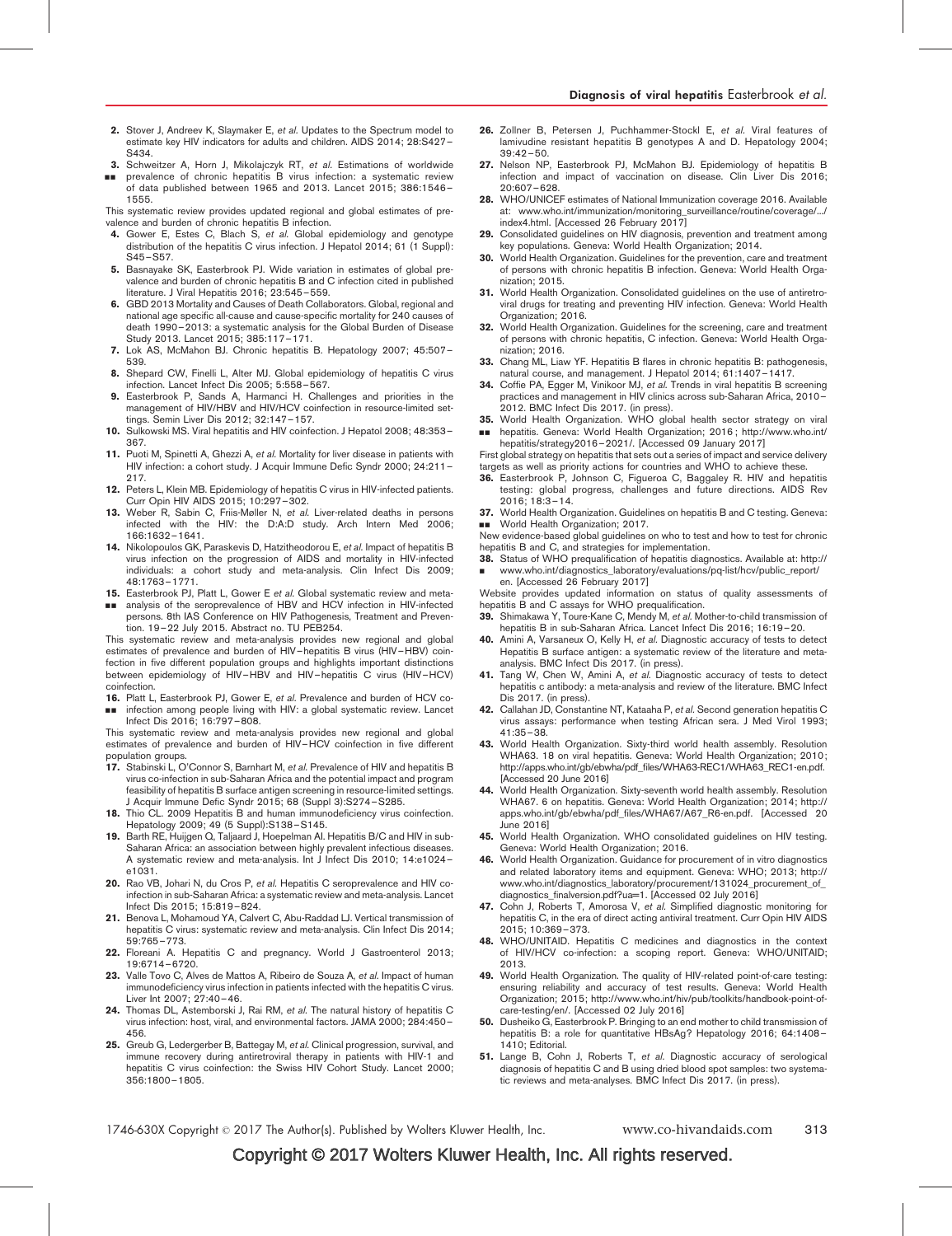2. Stover J, Andreev K, Slaymaker E, *et al.* Updates to the Spectrum model to estimate key HIV indicators for adults and children. AIDS 2014; 28:S427–S434.

3. ■■ Schweitzer A, Horn J, Mikolajczyk RT, *et al.* Estimations of worldwide prevalence of chronic hepatitis B virus infection: a systematic review of data published between 1965 and 2013. Lancet 2015; 386:1546–1555.

This systematic review provides updated regional and global estimates of prevalence and burden of chronic hepatitis B infection.

4. Gower E, Estes C, Blach S, *et al.* Global epidemiology and genotype distribution of the hepatitis C virus infection. J Hepatol 2014; 61 (1 Suppl): S45–S57.

5. Basnayake SK, Easterbrook PJ. Wide variation in estimates of global prevalence and burden of chronic hepatitis B and C infection cited in published literature. J Viral Hepatitis 2016; 23:545–559.

6. GBD 2013 Mortality and Causes of Death Collaborators. Global, regional and national age specific all-cause and cause-specific mortality for 240 causes of death 1990–2013: a systematic analysis for the Global Burden of Disease Study 2013. Lancet 2015; 385:117–171.

7. Lok AS, McMahon BJ. Chronic hepatitis B. Hepatology 2007; 45:507–539.

8. Shepard CW, Finelli L, Alter MJ. Global epidemiology of hepatitis C virus infection. Lancet Infect Dis 2005; 5:558–567.

9. Easterbrook P, Sands A, Harmanci H. Challenges and priorities in the management of HIV/HBV and HIV/HCV coinfection in resource-limited settings. Semin Liver Dis 2012; 32:147–157.

10. Sulkowski MS. Viral hepatitis and HIV coinfection. J Hepatol 2008; 48:353–367.

11. Puoti M, Spinetti A, Ghezzi A, *et al.* Mortality for liver disease in patients with HIV infection: a cohort study. J Acquir Immune Defic Syndr 2000; 24:211–217.

12. Peters L, Klein MB. Epidemiology of hepatitis C virus in HIV-infected patients. Curr Opin HIV AIDS 2015; 10:297–302.

13. Weber R, Sabin C, Friis-Møller N, *et al.* Liver-related deaths in persons infected with the HIV: the D:A:D study. Arch Intern Med 2006; 166:1632–1641.

14. Nikolopoulos GK, Paraskevis D, Hatzitheodorou E, *et al.* Impact of hepatitis B virus infection on the progression of AIDS and mortality in HIV-infected individuals: a cohort study and meta-analysis. Clin Infect Dis 2009; 48:1763–1771.

15. ■■ Easterbrook PJ, Platt L, Gower E *et al.* Global systematic review and meta-analysis of the seroprevalence of HBV and HCV infection in HIV-infected persons. 8th IAS Conference on HIV Pathogenesis, Treatment and Prevention. 19–22 July 2015. Abstract no. TU PEB254.

This systematic review and meta-analysis provides new regional and global estimates of prevalence and burden of HIV–hepatitis B virus (HIV–HBV) coinfection in five different population groups and highlights important distinctions between epidemiology of HIV–HBV and HIV–hepatitis C virus (HIV–HCV) coinfection.

16. ■■ Platt L, Easterbrook PJ, Gower E, *et al.* Prevalence and burden of HCV co-infection among people living with HIV: a global systematic review. Lancet Infect Dis 2016; 16:797–808.

This systematic review and meta-analysis provides new regional and global estimates of prevalence and burden of HIV–HCV coinfection in five different population groups.

17. Stabinski L, O'Connor S, Barnhart M, *et al.* Prevalence of HIV and hepatitis B virus co-infection in sub-Saharan Africa and the potential impact and program feasibility of hepatitis B surface antigen screening in resource-limited settings. J Acquir Immune Defic Syndr 2015; 68 (Suppl 3):S274–S285.

18. Thio CL. 2009 Hepatitis B and human immunodeficiency virus coinfection. Hepatology 2009; 49 (5 Suppl):S138–S145.

19. Barth RE, Huijgen Q, Taljaard J, Hoepelman AI. Hepatitis B/C and HIV in sub-Saharan Africa: an association between highly prevalent infectious diseases. A systematic review and meta-analysis. Int J Infect Dis 2010; 14:e1024–e1031.

20. Rao VB, Johari N, du Cros P, *et al.* Hepatitis C seroprevalence and HIV co-infection in sub-Saharan Africa: a systematic review and meta-analysis. Lancet Infect Dis 2015; 15:819–824.

21. Benova L, Mohamoud YA, Calvert C, Abu-Raddad LJ. Vertical transmission of hepatitis C virus: systematic review and meta-analysis. Clin Infect Dis 2014; 59:765–773.

22. Floreani A. Hepatitis C and pregnancy. World J Gastroenterol 2013; 19:6714–6720.

23. Valle Tovo C, Alves de Mattos A, Ribeiro de Souza A, *et al.* Impact of human immunodeficiency virus infection in patients infected with the hepatitis C virus. Liver Int 2007; 27:40–46.

24. Thomas DL, Astemborski J, Rai RM, *et al.* The natural history of hepatitis C virus infection: host, viral, and environmental factors. JAMA 2000; 284:450–456.

25. Greub G, Ledergerber B, Battegay M, *et al.* Clinical progression, survival, and immune recovery during antiretroviral therapy in patients with HIV-1 and hepatitis C virus coinfection: the Swiss HIV Cohort Study. Lancet 2000; 356:1800–1805.

26. Zollner B, Petersen J, Puchhammer-Stockl E, *et al.* Viral features of lamivudine resistant hepatitis B genotypes A and D. Hepatology 2004; 39:42–50.

27. Nelson NP, Easterbrook PJ, McMahon BJ. Epidemiology of hepatitis B infection and impact of vaccination on disease. Clin Liver Dis 2016; 20:607–628.

28. WHO/UNICEF estimates of National Immunization coverage 2016. Available at: www.who.int/immunization/monitoring_surveillance/routine/coverage/.../index4.html. [Accessed 26 February 2017]

29. Consolidated guidelines on HIV diagnosis, prevention and treatment among key populations. Geneva: World Health Organization; 2014.

30. World Health Organization. Guidelines for the prevention, care and treatment of persons with chronic hepatitis B infection. Geneva: World Health Organization; 2015.

31. World Health Organization. Consolidated guidelines on the use of antiretroviral drugs for treating and preventing HIV infection. Geneva: World Health Organization; 2016.

32. World Health Organization. Guidelines for the screening, care and treatment of persons with chronic hepatitis, C infection. Geneva: World Health Organization; 2016.

33. Chang ML, Liaw YF. Hepatitis B flares in chronic hepatitis B: pathogenesis, natural course, and management. J Hepatol 2014; 61:1407–1417.

34. Coffie PA, Egger M, Vinikoor MJ, *et al.* Trends in viral hepatitis B screening practices and management in HIV clinics across sub-Saharan Africa, 2010–2012. BMC Infect Dis 2017. (in press).

35. ■■ World Health Organization. WHO global health sector strategy on viral hepatitis. Geneva: World Health Organization; 2016 ; http://www.who.int/hepatitis/strategy2016–2021/. [Accessed 09 January 2017]

First global strategy on hepatitis that sets out a series of impact and service delivery targets as well as priority actions for countries and WHO to achieve these.

36. Easterbrook P, Johnson C, Figueroa C, Baggaley R. HIV and hepatitis testing: global progress, challenges and future directions. AIDS Rev 2016; 18:3–14.

37. ■■ World Health Organization. Guidelines on hepatitis B and C testing. Geneva: World Health Organization; 2017.

New evidence-based global guidelines on who to test and how to test for chronic hepatitis B and C, and strategies for implementation.

38. ■ Status of WHO prequalification of hepatitis diagnostics. Available at: http://www.who.int/diagnostics_laboratory/evaluations/pq-list/hcv/public_report/en. [Accessed 26 February 2017]

Website provides updated information on status of quality assessments of hepatitis B and C assays for WHO prequalification.

39. Shimakawa Y, Toure-Kane C, Mendy M, *et al.* Mother-to-child transmission of hepatitis B in sub-Saharan Africa. Lancet Infect Dis 2016; 16:19–20.

40. Amini A, Varsaneux O, Kelly H, *et al.* Diagnostic accuracy of tests to detect Hepatitis B surface antigen: a systematic review of the literature and meta-analysis. BMC Infect Dis 2017. (in press).

41. Tang W, Chen W, Amini A, *et al.* Diagnostic accuracy of tests to detect hepatitis c antibody: a meta-analysis and review of the literature. BMC Infect Dis 2017. (in press).

42. Callahan JD, Constantine NT, Kataaha P, *et al.* Second generation hepatitis C virus assays: performance when testing African sera. J Med Virol 1993; 41:35–38.

43. World Health Organization. Sixty-third world health assembly. Resolution WHA63. 18 on viral hepatitis. Geneva: World Health Organization; 2010; http://apps.who.int/gb/ebwha/pdf_files/WHA63-REC1/WHA63_REC1-en.pdf. [Accessed 20 June 2016]

44. World Health Organization. Sixty-seventh world health assembly. Resolution WHA67. 6 on hepatitis. Geneva: World Health Organization; 2014; http://apps.who.int/gb/ebwha/pdf_files/WHA67/A67_R6-en.pdf. [Accessed 20 June 2016]

45. World Health Organization. WHO consolidated guidelines on HIV testing. Geneva: World Health Organization; 2016.

46. World Health Organization. Guidance for procurement of in vitro diagnostics and related laboratory items and equipment. Geneva: WHO; 2013; http://www.who.int/diagnostics_laboratory/procurement/131024_procurement_of_diagnostics_finalversion.pdf?ua=1. [Accessed 02 July 2016]

47. Cohn J, Roberts T, Amorosa V, *et al.* Simplified diagnostic monitoring for hepatitis C, in the era of direct acting antiviral treatment. Curr Opin HIV AIDS 2015; 10:369–373.

48. WHO/UNITAID. Hepatitis C medicines and diagnostics in the context of HIV/HCV co-infection: a scoping report. Geneva: WHO/UNITAID; 2013.

49. World Health Organization. The quality of HIV-related point-of-care testing: ensuring reliability and accuracy of test results. Geneva: World Health Organization; 2015; http://www.who.int/hiv/pub/toolkits/handbook-point-of-care-testing/en/. [Accessed 02 July 2016]

50. Dusheiko G, Easterbrook P. Bringing to an end mother to child transmission of hepatitis B: a role for quantitative HBsAg? Hepatology 2016; 64:1408–1410; Editorial.

51. Lange B, Cohn J, Roberts T, *et al.* Diagnostic accuracy of serological diagnosis of hepatitis C and B using dried blood spot samples: two systematic reviews and meta-analyses. BMC Infect Dis 2017. (in press).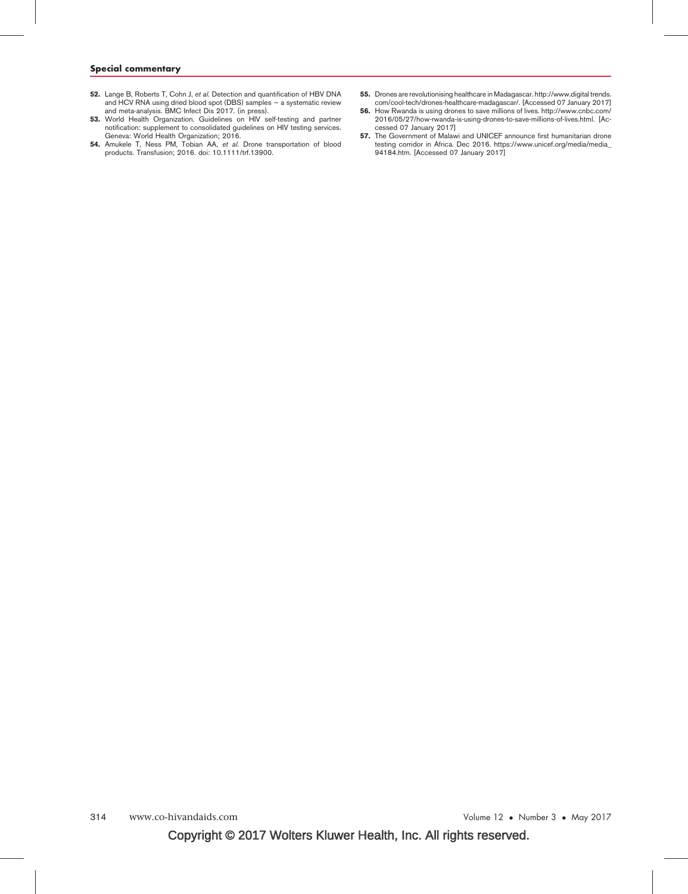52. Lange B, Roberts T, Cohn J, *et al.* Detection and quantification of HBV DNA and HCV RNA using dried blood spot (DBS) samples – a systematic review and meta-analysis. BMC Infect Dis 2017. (in press).
53. World Health Organization. Guidelines on HIV self-testing and partner notification: supplement to consolidated guidelines on HIV testing services. Geneva: World Health Organization; 2016.
54. Amukele T, Ness PM, Tobian AA, *et al.* Drone transportation of blood products. Transfusion; 2016. doi: 10.1111/trf.13900.
55. Drones are revolutionising healthcare in Madagascar. http://www.digitaltrends.com/cool-tech/drones-healthcare-madagascar/. [Accessed 07 January 2017]
56. How Rwanda is using drones to save millions of lives. http://www.cnbc.com/2016/05/27/how-rwanda-is-using-drones-to-save-millions-of-lives.html. [Accessed 07 January 2017]
57. The Government of Malawi and UNICEF announce first humanitarian drone testing corridor in Africa. Dec 2016. https://www.unicef.org/media/media_94184.htm. [Accessed 07 January 2017]